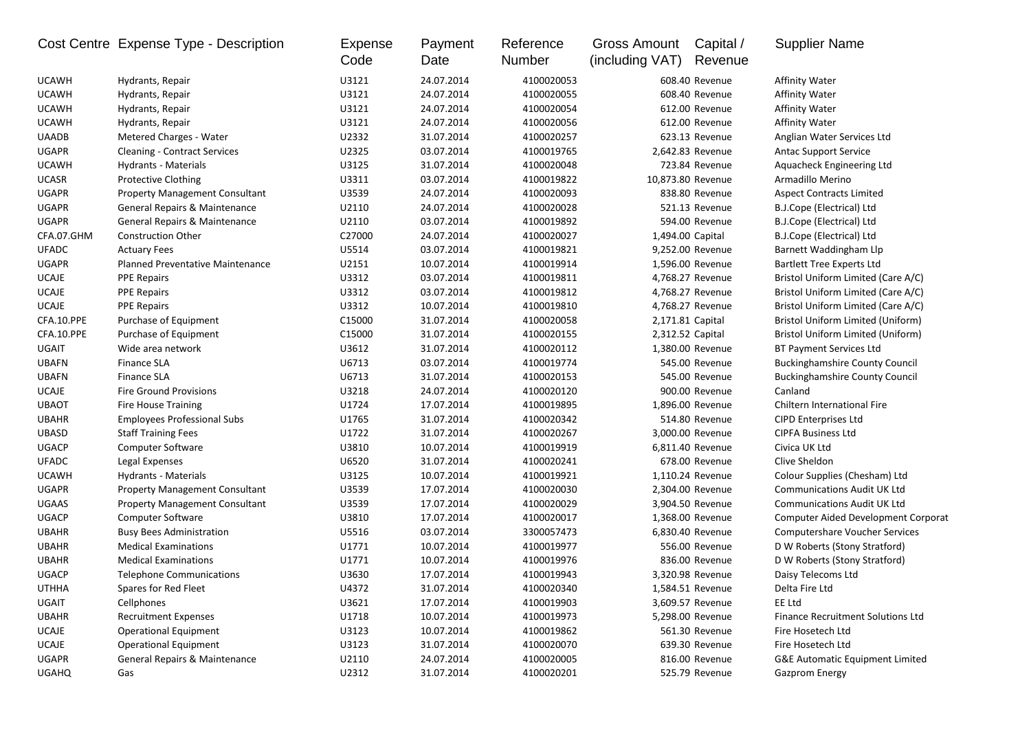| Cost Centre | Expense Type - Description | Expense Code | Payment Date | Reference Number | Gross Amount (including VAT) | Capital / Revenue | Supplier Name |
|---|---|---|---|---|---|---|---|
| UCAWH | Hydrants, Repair | U3121 | 24.07.2014 | 4100020053 | 608.40 | Revenue | Affinity Water |
| UCAWH | Hydrants, Repair | U3121 | 24.07.2014 | 4100020055 | 608.40 | Revenue | Affinity Water |
| UCAWH | Hydrants, Repair | U3121 | 24.07.2014 | 4100020054 | 612.00 | Revenue | Affinity Water |
| UCAWH | Hydrants, Repair | U3121 | 24.07.2014 | 4100020056 | 612.00 | Revenue | Affinity Water |
| UAADB | Metered Charges - Water | U2332 | 31.07.2014 | 4100020257 | 623.13 | Revenue | Anglian Water Services Ltd |
| UGAPR | Cleaning - Contract Services | U2325 | 03.07.2014 | 4100019765 | 2,642.83 | Revenue | Antac Support Service |
| UCAWH | Hydrants - Materials | U3125 | 31.07.2014 | 4100020048 | 723.84 | Revenue | Aquacheck Engineering Ltd |
| UCASR | Protective Clothing | U3311 | 03.07.2014 | 4100019822 | 10,873.80 | Revenue | Armadillo Merino |
| UGAPR | Property Management Consultant | U3539 | 24.07.2014 | 4100020093 | 838.80 | Revenue | Aspect Contracts Limited |
| UGAPR | General Repairs & Maintenance | U2110 | 24.07.2014 | 4100020028 | 521.13 | Revenue | B.J.Cope (Electrical) Ltd |
| UGAPR | General Repairs & Maintenance | U2110 | 03.07.2014 | 4100019892 | 594.00 | Revenue | B.J.Cope (Electrical) Ltd |
| CFA.07.GHM | Construction Other | C27000 | 24.07.2014 | 4100020027 | 1,494.00 | Capital | B.J.Cope (Electrical) Ltd |
| UFADC | Actuary Fees | U5514 | 03.07.2014 | 4100019821 | 9,252.00 | Revenue | Barnett Waddingham Llp |
| UGAPR | Planned Preventative Maintenance | U2151 | 10.07.2014 | 4100019914 | 1,596.00 | Revenue | Bartlett Tree Experts Ltd |
| UCAJE | PPE Repairs | U3312 | 03.07.2014 | 4100019811 | 4,768.27 | Revenue | Bristol Uniform Limited (Care A/C) |
| UCAJE | PPE Repairs | U3312 | 03.07.2014 | 4100019812 | 4,768.27 | Revenue | Bristol Uniform Limited (Care A/C) |
| UCAJE | PPE Repairs | U3312 | 10.07.2014 | 4100019810 | 4,768.27 | Revenue | Bristol Uniform Limited (Care A/C) |
| CFA.10.PPE | Purchase of Equipment | C15000 | 31.07.2014 | 4100020058 | 2,171.81 | Capital | Bristol Uniform Limited (Uniform) |
| CFA.10.PPE | Purchase of Equipment | C15000 | 31.07.2014 | 4100020155 | 2,312.52 | Capital | Bristol Uniform Limited (Uniform) |
| UGAIT | Wide area network | U3612 | 31.07.2014 | 4100020112 | 1,380.00 | Revenue | BT Payment Services Ltd |
| UBAFN | Finance SLA | U6713 | 03.07.2014 | 4100019774 | 545.00 | Revenue | Buckinghamshire County Council |
| UBAFN | Finance SLA | U6713 | 31.07.2014 | 4100020153 | 545.00 | Revenue | Buckinghamshire County Council |
| UCAJE | Fire Ground Provisions | U3218 | 24.07.2014 | 4100020120 | 900.00 | Revenue | Canland |
| UBAOT | Fire House Training | U1724 | 17.07.2014 | 4100019895 | 1,896.00 | Revenue | Chiltern International Fire |
| UBAHR | Employees Professional Subs | U1765 | 31.07.2014 | 4100020342 | 514.80 | Revenue | CIPD Enterprises Ltd |
| UBASD | Staff Training Fees | U1722 | 31.07.2014 | 4100020267 | 3,000.00 | Revenue | CIPFA Business Ltd |
| UGACP | Computer Software | U3810 | 10.07.2014 | 4100019919 | 6,811.40 | Revenue | Civica UK Ltd |
| UFADC | Legal Expenses | U6520 | 31.07.2014 | 4100020241 | 678.00 | Revenue | Clive Sheldon |
| UCAWH | Hydrants - Materials | U3125 | 10.07.2014 | 4100019921 | 1,110.24 | Revenue | Colour Supplies (Chesham) Ltd |
| UGAPR | Property Management Consultant | U3539 | 17.07.2014 | 4100020030 | 2,304.00 | Revenue | Communications Audit UK Ltd |
| UGAAS | Property Management Consultant | U3539 | 17.07.2014 | 4100020029 | 3,904.50 | Revenue | Communications Audit UK Ltd |
| UGACP | Computer Software | U3810 | 17.07.2014 | 4100020017 | 1,368.00 | Revenue | Computer Aided Development Corporat |
| UBAHR | Busy Bees Administration | U5516 | 03.07.2014 | 3300057473 | 6,830.40 | Revenue | Computershare Voucher Services |
| UBAHR | Medical Examinations | U1771 | 10.07.2014 | 4100019977 | 556.00 | Revenue | D W Roberts (Stony Stratford) |
| UBAHR | Medical Examinations | U1771 | 10.07.2014 | 4100019976 | 836.00 | Revenue | D W Roberts (Stony Stratford) |
| UGACP | Telephone Communications | U3630 | 17.07.2014 | 4100019943 | 3,320.98 | Revenue | Daisy Telecoms Ltd |
| UTHHA | Spares for Red Fleet | U4372 | 31.07.2014 | 4100020340 | 1,584.51 | Revenue | Delta Fire Ltd |
| UGAIT | Cellphones | U3621 | 17.07.2014 | 4100019903 | 3,609.57 | Revenue | EE Ltd |
| UBAHR | Recruitment Expenses | U1718 | 10.07.2014 | 4100019973 | 5,298.00 | Revenue | Finance Recruitment Solutions Ltd |
| UCAJE | Operational Equipment | U3123 | 10.07.2014 | 4100019862 | 561.30 | Revenue | Fire Hosetech Ltd |
| UCAJE | Operational Equipment | U3123 | 31.07.2014 | 4100020070 | 639.30 | Revenue | Fire Hosetech Ltd |
| UGAPR | General Repairs & Maintenance | U2110 | 24.07.2014 | 4100020005 | 816.00 | Revenue | G&E Automatic Equipment Limited |
| UGAHQ | Gas | U2312 | 31.07.2014 | 4100020201 | 525.79 | Revenue | Gazprom Energy |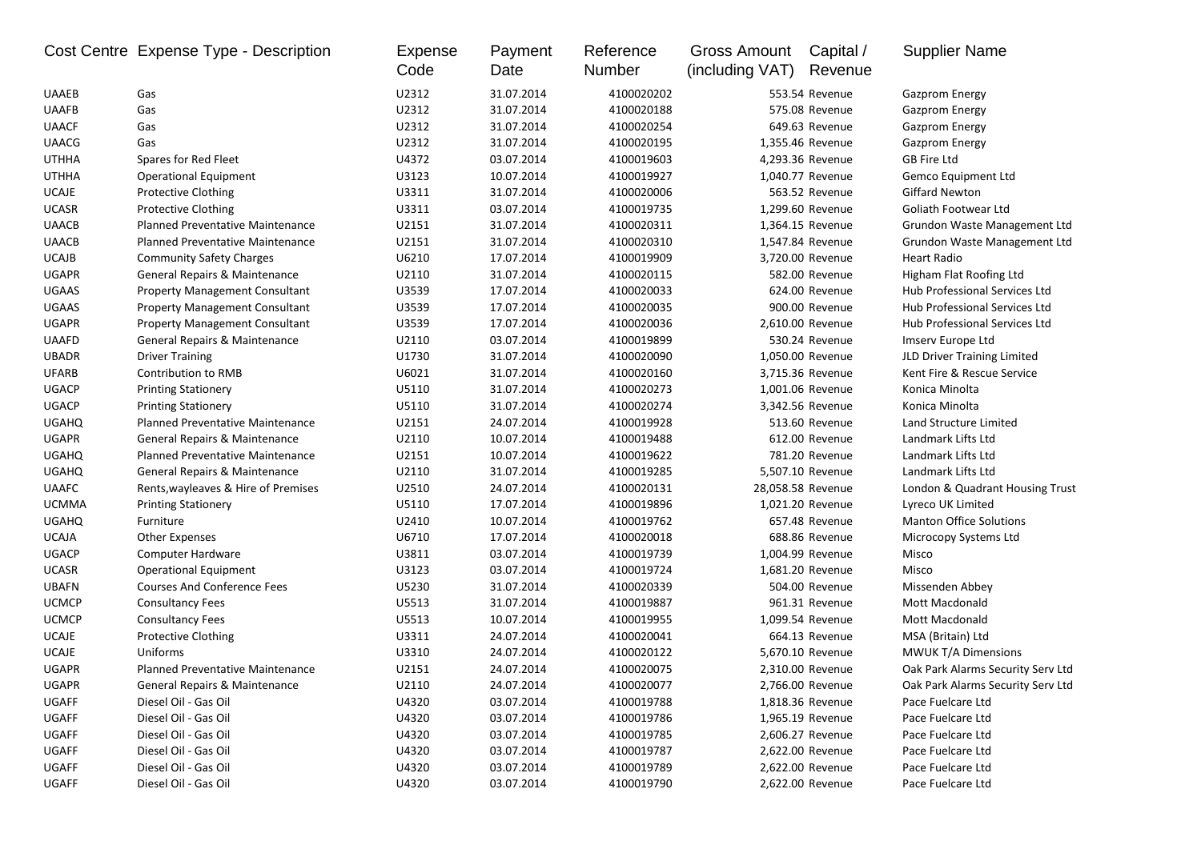| Cost Centre | Expense Type - Description | Expense Code | Payment Date | Reference Number | Gross Amount (including VAT) | Capital / Revenue | Supplier Name |
|---|---|---|---|---|---|---|---|
| UAAEB | Gas | U2312 | 31.07.2014 | 4100020202 | 553.54 | Revenue | Gazprom Energy |
| UAAFB | Gas | U2312 | 31.07.2014 | 4100020188 | 575.08 | Revenue | Gazprom Energy |
| UAACF | Gas | U2312 | 31.07.2014 | 4100020254 | 649.63 | Revenue | Gazprom Energy |
| UAACG | Gas | U2312 | 31.07.2014 | 4100020195 | 1,355.46 | Revenue | Gazprom Energy |
| UTHHA | Spares for Red Fleet | U4372 | 03.07.2014 | 4100019603 | 4,293.36 | Revenue | GB Fire Ltd |
| UTHHA | Operational Equipment | U3123 | 10.07.2014 | 4100019927 | 1,040.77 | Revenue | Gemco Equipment Ltd |
| UCAJE | Protective Clothing | U3311 | 31.07.2014 | 4100020006 | 563.52 | Revenue | Giffard Newton |
| UCASR | Protective Clothing | U3311 | 03.07.2014 | 4100019735 | 1,299.60 | Revenue | Goliath Footwear Ltd |
| UAACB | Planned Preventative Maintenance | U2151 | 31.07.2014 | 4100020311 | 1,364.15 | Revenue | Grundon Waste Management Ltd |
| UAACB | Planned Preventative Maintenance | U2151 | 31.07.2014 | 4100020310 | 1,547.84 | Revenue | Grundon Waste Management Ltd |
| UCAJB | Community Safety Charges | U6210 | 17.07.2014 | 4100019909 | 3,720.00 | Revenue | Heart Radio |
| UGAPR | General Repairs & Maintenance | U2110 | 31.07.2014 | 4100020115 | 582.00 | Revenue | Higham Flat Roofing Ltd |
| UGAAS | Property Management Consultant | U3539 | 17.07.2014 | 4100020033 | 624.00 | Revenue | Hub Professional Services Ltd |
| UGAAS | Property Management Consultant | U3539 | 17.07.2014 | 4100020035 | 900.00 | Revenue | Hub Professional Services Ltd |
| UGAPR | Property Management Consultant | U3539 | 17.07.2014 | 4100020036 | 2,610.00 | Revenue | Hub Professional Services Ltd |
| UAAFD | General Repairs & Maintenance | U2110 | 03.07.2014 | 4100019899 | 530.24 | Revenue | Imserv Europe Ltd |
| UBADR | Driver Training | U1730 | 31.07.2014 | 4100020090 | 1,050.00 | Revenue | JLD Driver Training Limited |
| UFARB | Contribution to RMB | U6021 | 31.07.2014 | 4100020160 | 3,715.36 | Revenue | Kent Fire & Rescue Service |
| UGACP | Printing Stationery | U5110 | 31.07.2014 | 4100020273 | 1,001.06 | Revenue | Konica Minolta |
| UGACP | Printing Stationery | U5110 | 31.07.2014 | 4100020274 | 3,342.56 | Revenue | Konica Minolta |
| UGAHQ | Planned Preventative Maintenance | U2151 | 24.07.2014 | 4100019928 | 513.60 | Revenue | Land Structure Limited |
| UGAPR | General Repairs & Maintenance | U2110 | 10.07.2014 | 4100019488 | 612.00 | Revenue | Landmark Lifts Ltd |
| UGAHQ | Planned Preventative Maintenance | U2151 | 10.07.2014 | 4100019622 | 781.20 | Revenue | Landmark Lifts Ltd |
| UGAHQ | General Repairs & Maintenance | U2110 | 31.07.2014 | 4100019285 | 5,507.10 | Revenue | Landmark Lifts Ltd |
| UAAFC | Rents,wayleaves & Hire of Premises | U2510 | 24.07.2014 | 4100020131 | 28,058.58 | Revenue | London & Quadrant Housing Trust |
| UCMMA | Printing Stationery | U5110 | 17.07.2014 | 4100019896 | 1,021.20 | Revenue | Lyreco UK Limited |
| UGAHQ | Furniture | U2410 | 10.07.2014 | 4100019762 | 657.48 | Revenue | Manton Office Solutions |
| UCAJA | Other Expenses | U6710 | 17.07.2014 | 4100020018 | 688.86 | Revenue | Microcopy Systems Ltd |
| UGACP | Computer Hardware | U3811 | 03.07.2014 | 4100019739 | 1,004.99 | Revenue | Misco |
| UCASR | Operational Equipment | U3123 | 03.07.2014 | 4100019724 | 1,681.20 | Revenue | Misco |
| UBAFN | Courses And Conference Fees | U5230 | 31.07.2014 | 4100020339 | 504.00 | Revenue | Missenden Abbey |
| UCMCP | Consultancy Fees | U5513 | 31.07.2014 | 4100019887 | 961.31 | Revenue | Mott Macdonald |
| UCMCP | Consultancy Fees | U5513 | 10.07.2014 | 4100019955 | 1,099.54 | Revenue | Mott Macdonald |
| UCAJE | Protective Clothing | U3311 | 24.07.2014 | 4100020041 | 664.13 | Revenue | MSA (Britain) Ltd |
| UCAJE | Uniforms | U3310 | 24.07.2014 | 4100020122 | 5,670.10 | Revenue | MWUK T/A Dimensions |
| UGAPR | Planned Preventative Maintenance | U2151 | 24.07.2014 | 4100020075 | 2,310.00 | Revenue | Oak Park Alarms Security Serv Ltd |
| UGAPR | General Repairs & Maintenance | U2110 | 24.07.2014 | 4100020077 | 2,766.00 | Revenue | Oak Park Alarms Security Serv Ltd |
| UGAFF | Diesel Oil - Gas Oil | U4320 | 03.07.2014 | 4100019788 | 1,818.36 | Revenue | Pace Fuelcare Ltd |
| UGAFF | Diesel Oil - Gas Oil | U4320 | 03.07.2014 | 4100019786 | 1,965.19 | Revenue | Pace Fuelcare Ltd |
| UGAFF | Diesel Oil - Gas Oil | U4320 | 03.07.2014 | 4100019785 | 2,606.27 | Revenue | Pace Fuelcare Ltd |
| UGAFF | Diesel Oil - Gas Oil | U4320 | 03.07.2014 | 4100019787 | 2,622.00 | Revenue | Pace Fuelcare Ltd |
| UGAFF | Diesel Oil - Gas Oil | U4320 | 03.07.2014 | 4100019789 | 2,622.00 | Revenue | Pace Fuelcare Ltd |
| UGAFF | Diesel Oil - Gas Oil | U4320 | 03.07.2014 | 4100019790 | 2,622.00 | Revenue | Pace Fuelcare Ltd |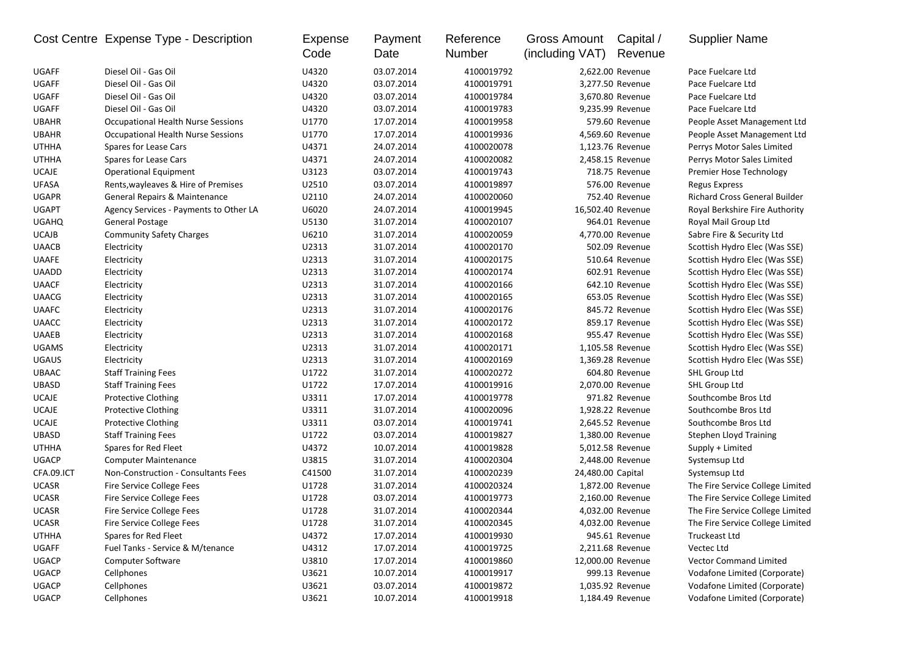| Cost Centre | Expense Type - Description | Expense Code | Payment Date | Reference Number | Gross Amount (including VAT) | Capital / Revenue | Supplier Name |
|---|---|---|---|---|---|---|---|
| UGAFF | Diesel Oil - Gas Oil | U4320 | 03.07.2014 | 4100019792 | 2,622.00 | Revenue | Pace Fuelcare Ltd |
| UGAFF | Diesel Oil - Gas Oil | U4320 | 03.07.2014 | 4100019791 | 3,277.50 | Revenue | Pace Fuelcare Ltd |
| UGAFF | Diesel Oil - Gas Oil | U4320 | 03.07.2014 | 4100019784 | 3,670.80 | Revenue | Pace Fuelcare Ltd |
| UGAFF | Diesel Oil - Gas Oil | U4320 | 03.07.2014 | 4100019783 | 9,235.99 | Revenue | Pace Fuelcare Ltd |
| UBAHR | Occupational Health Nurse Sessions | U1770 | 17.07.2014 | 4100019958 | 579.60 | Revenue | People Asset Management Ltd |
| UBAHR | Occupational Health Nurse Sessions | U1770 | 17.07.2014 | 4100019936 | 4,569.60 | Revenue | People Asset Management Ltd |
| UTHHA | Spares for Lease Cars | U4371 | 24.07.2014 | 4100020078 | 1,123.76 | Revenue | Perrys Motor Sales Limited |
| UTHHA | Spares for Lease Cars | U4371 | 24.07.2014 | 4100020082 | 2,458.15 | Revenue | Perrys Motor Sales Limited |
| UCAJE | Operational Equipment | U3123 | 03.07.2014 | 4100019743 | 718.75 | Revenue | Premier Hose Technology |
| UFASA | Rents,wayleaves & Hire of Premises | U2510 | 03.07.2014 | 4100019897 | 576.00 | Revenue | Regus Express |
| UGAPR | General Repairs & Maintenance | U2110 | 24.07.2014 | 4100020060 | 752.40 | Revenue | Richard Cross General Builder |
| UGAPT | Agency Services - Payments to Other LA | U6020 | 24.07.2014 | 4100019945 | 16,502.40 | Revenue | Royal Berkshire Fire Authority |
| UGAHQ | General Postage | U5130 | 31.07.2014 | 4100020107 | 964.01 | Revenue | Royal Mail Group Ltd |
| UCAJB | Community Safety Charges | U6210 | 31.07.2014 | 4100020059 | 4,770.00 | Revenue | Sabre Fire & Security Ltd |
| UAACB | Electricity | U2313 | 31.07.2014 | 4100020170 | 502.09 | Revenue | Scottish Hydro Elec (Was SSE) |
| UAAFE | Electricity | U2313 | 31.07.2014 | 4100020175 | 510.64 | Revenue | Scottish Hydro Elec (Was SSE) |
| UAADD | Electricity | U2313 | 31.07.2014 | 4100020174 | 602.91 | Revenue | Scottish Hydro Elec (Was SSE) |
| UAACF | Electricity | U2313 | 31.07.2014 | 4100020166 | 642.10 | Revenue | Scottish Hydro Elec (Was SSE) |
| UAACG | Electricity | U2313 | 31.07.2014 | 4100020165 | 653.05 | Revenue | Scottish Hydro Elec (Was SSE) |
| UAAFC | Electricity | U2313 | 31.07.2014 | 4100020176 | 845.72 | Revenue | Scottish Hydro Elec (Was SSE) |
| UAACC | Electricity | U2313 | 31.07.2014 | 4100020172 | 859.17 | Revenue | Scottish Hydro Elec (Was SSE) |
| UAAEB | Electricity | U2313 | 31.07.2014 | 4100020168 | 955.47 | Revenue | Scottish Hydro Elec (Was SSE) |
| UGAMS | Electricity | U2313 | 31.07.2014 | 4100020171 | 1,105.58 | Revenue | Scottish Hydro Elec (Was SSE) |
| UGAUS | Electricity | U2313 | 31.07.2014 | 4100020169 | 1,369.28 | Revenue | Scottish Hydro Elec (Was SSE) |
| UBAAC | Staff Training Fees | U1722 | 31.07.2014 | 4100020272 | 604.80 | Revenue | SHL Group Ltd |
| UBASD | Staff Training Fees | U1722 | 17.07.2014 | 4100019916 | 2,070.00 | Revenue | SHL Group Ltd |
| UCAJE | Protective Clothing | U3311 | 17.07.2014 | 4100019778 | 971.82 | Revenue | Southcombe Bros Ltd |
| UCAJE | Protective Clothing | U3311 | 31.07.2014 | 4100020096 | 1,928.22 | Revenue | Southcombe Bros Ltd |
| UCAJE | Protective Clothing | U3311 | 03.07.2014 | 4100019741 | 2,645.52 | Revenue | Southcombe Bros Ltd |
| UBASD | Staff Training Fees | U1722 | 03.07.2014 | 4100019827 | 1,380.00 | Revenue | Stephen Lloyd Training |
| UTHHA | Spares for Red Fleet | U4372 | 10.07.2014 | 4100019828 | 5,012.58 | Revenue | Supply + Limited |
| UGACP | Computer Maintenance | U3815 | 31.07.2014 | 4100020304 | 2,448.00 | Revenue | Systemsup Ltd |
| CFA.09.ICT | Non-Construction - Consultants Fees | C41500 | 31.07.2014 | 4100020239 | 24,480.00 | Capital | Systemsup Ltd |
| UCASR | Fire Service College Fees | U1728 | 31.07.2014 | 4100020324 | 1,872.00 | Revenue | The Fire Service College Limited |
| UCASR | Fire Service College Fees | U1728 | 03.07.2014 | 4100019773 | 2,160.00 | Revenue | The Fire Service College Limited |
| UCASR | Fire Service College Fees | U1728 | 31.07.2014 | 4100020344 | 4,032.00 | Revenue | The Fire Service College Limited |
| UCASR | Fire Service College Fees | U1728 | 31.07.2014 | 4100020345 | 4,032.00 | Revenue | The Fire Service College Limited |
| UTHHA | Spares for Red Fleet | U4372 | 17.07.2014 | 4100019930 | 945.61 | Revenue | Truckeast Ltd |
| UGAFF | Fuel Tanks - Service & M/tenance | U4312 | 17.07.2014 | 4100019725 | 2,211.68 | Revenue | Vectec Ltd |
| UGACP | Computer Software | U3810 | 17.07.2014 | 4100019860 | 12,000.00 | Revenue | Vector Command Limited |
| UGACP | Cellphones | U3621 | 10.07.2014 | 4100019917 | 999.13 | Revenue | Vodafone Limited (Corporate) |
| UGACP | Cellphones | U3621 | 03.07.2014 | 4100019872 | 1,035.92 | Revenue | Vodafone Limited (Corporate) |
| UGACP | Cellphones | U3621 | 10.07.2014 | 4100019918 | 1,184.49 | Revenue | Vodafone Limited (Corporate) |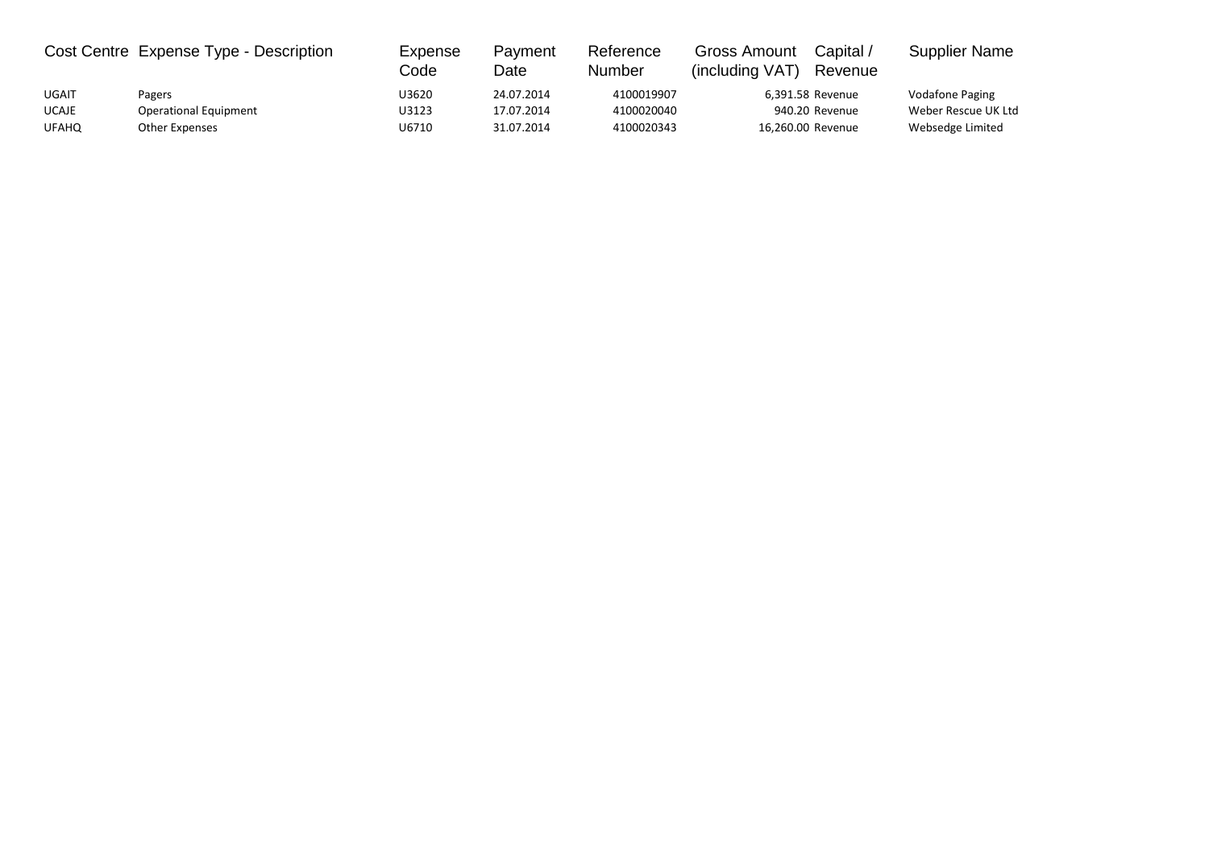| Cost Centre | Expense Type - Description | Expense Code | Payment Date | Reference Number | Gross Amount (including VAT) | Capital / Revenue | Supplier Name |
|---|---|---|---|---|---|---|---|
| UGAIT | Pagers | U3620 | 24.07.2014 | 4100019907 | 6,391.58 | Revenue | Vodafone Paging |
| UCAJE | Operational Equipment | U3123 | 17.07.2014 | 4100020040 | 940.20 | Revenue | Weber Rescue UK Ltd |
| UFAHQ | Other Expenses | U6710 | 31.07.2014 | 4100020343 | 16,260.00 | Revenue | Websedge Limited |